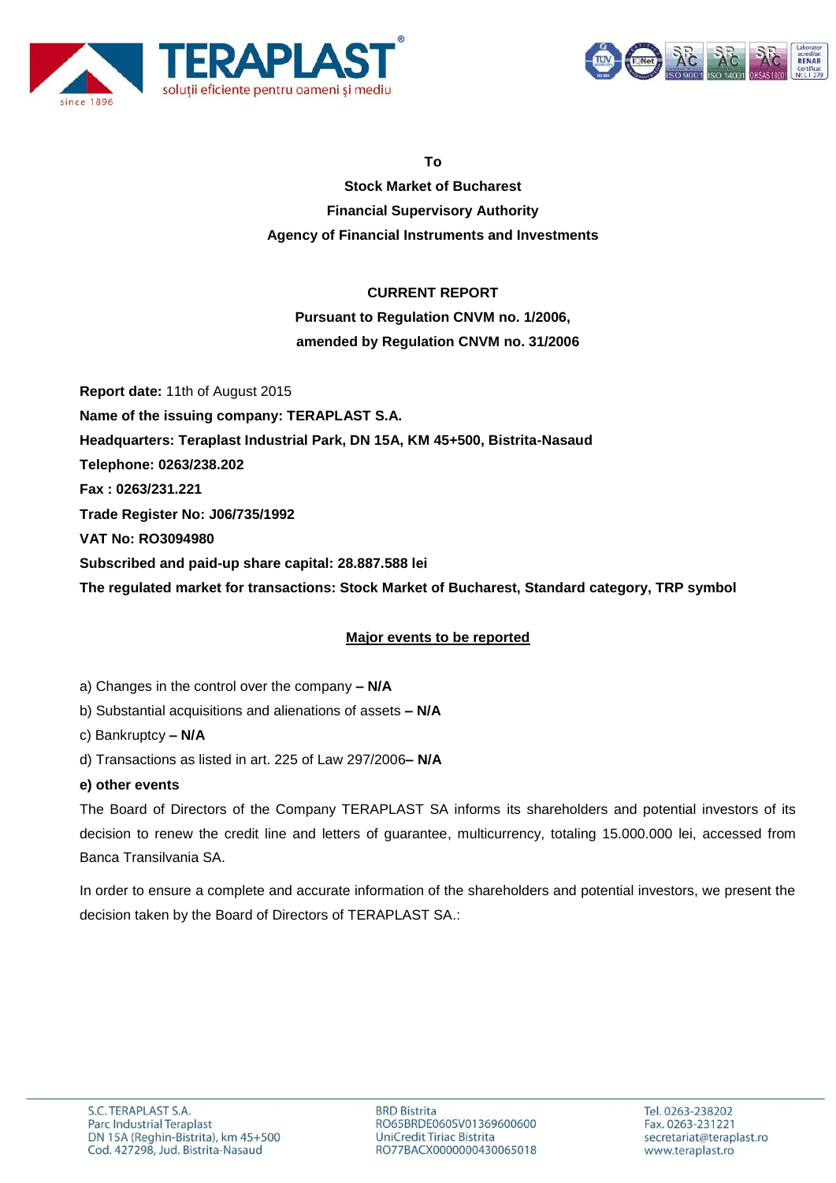**To**

**Stock Market of Bucharest**

**Financial Supervisory Authority**

**Agency of Financial Instruments and Investments**

**CURRENT REPORT**

**Pursuant to Regulation CNVM no. 1/2006,**

**amended by Regulation CNVM no. 31/2006**

**Report date:** 11th of August 2015

**Name of the issuing company: TERAPLAST S.A.**

**Headquarters: Teraplast Industrial Park, DN 15A, KM 45+500, Bistrita-Nasaud**

**Telephone: 0263/238.202**

**Fax : 0263/231.221**

**Trade Register No: J06/735/1992**

**VAT No: RO3094980**

**Subscribed and paid-up share capital: 28.887.588 lei**

**The regulated market for transactions: Stock Market of Bucharest, Standard category, TRP symbol**

**Major events to be reported**

a) Changes in the control over the company **– N/A**

b) Substantial acquisitions and alienations of assets **– N/A**

c) Bankruptcy **– N/A**

d) Transactions as listed in art. 225 of Law 297/2006**– N/A**

**e) other events**

The Board of Directors of the Company TERAPLAST SA informs its shareholders and potential investors of its decision to renew the credit line and letters of guarantee, multicurrency, totaling 15.000.000 lei, accessed from Banca Transilvania SA.

In order to ensure a complete and accurate information of the shareholders and potential investors, we present the decision taken by the Board of Directors of TERAPLAST SA.: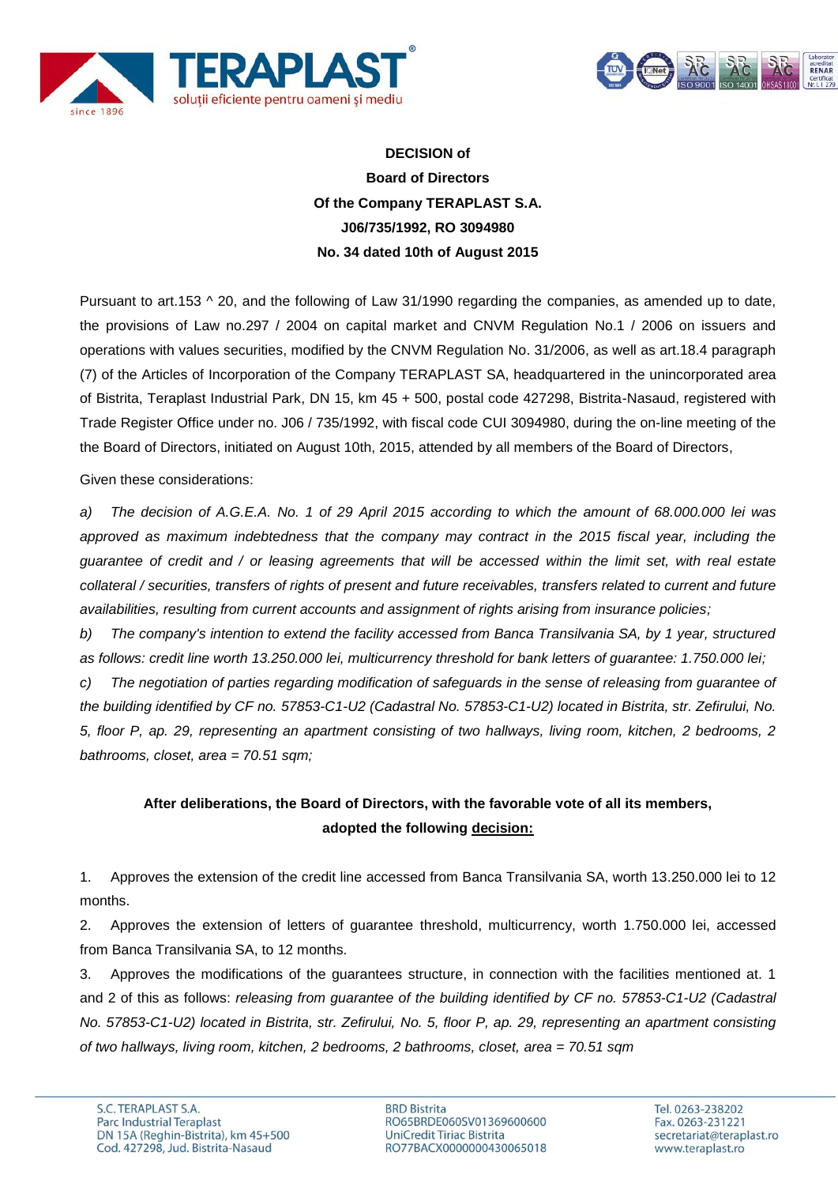**DECISION of**
**Board of Directors**
**Of the Company TERAPLAST S.A.**
**J06/735/1992, RO 3094980**
**No. 34 dated 10th of August 2015**

Pursuant to art.153 ^ 20, and the following of Law 31/1990 regarding the companies, as amended up to date, the provisions of Law no.297 / 2004 on capital market and CNVM Regulation No.1 / 2006 on issuers and operations with values securities, modified by the CNVM Regulation No. 31/2006, as well as art.18.4 paragraph (7) of the Articles of Incorporation of the Company TERAPLAST SA, headquartered in the unincorporated area of Bistrita, Teraplast Industrial Park, DN 15, km 45 + 500, postal code 427298, Bistrita-Nasaud, registered with Trade Register Office under no. J06 / 735/1992, with fiscal code CUI 3094980, during the on-line meeting of the the Board of Directors, initiated on August 10th, 2015, attended by all members of the Board of Directors,

Given these considerations:

*a) The decision of A.G.E.A. No. 1 of 29 April 2015 according to which the amount of 68.000.000 lei was approved as maximum indebtedness that the company may contract in the 2015 fiscal year, including the guarantee of credit and / or leasing agreements that will be accessed within the limit set, with real estate collateral / securities, transfers of rights of present and future receivables, transfers related to current and future availabilities, resulting from current accounts and assignment of rights arising from insurance policies;*

*b) The company's intention to extend the facility accessed from Banca Transilvania SA, by 1 year, structured as follows: credit line worth 13.250.000 lei, multicurrency threshold for bank letters of guarantee: 1.750.000 lei;*

*c) The negotiation of parties regarding modification of safeguards in the sense of releasing from guarantee of the building identified by CF no. 57853-C1-U2 (Cadastral No. 57853-C1-U2) located in Bistrita, str. Zefirului, No. 5, floor P, ap. 29, representing an apartment consisting of two hallways, living room, kitchen, 2 bedrooms, 2 bathrooms, closet, area = 70.51 sqm;*

**After deliberations, the Board of Directors, with the favorable vote of all its members, adopted the following decision:**

1. Approves the extension of the credit line accessed from Banca Transilvania SA, worth 13.250.000 lei to 12 months.
2. Approves the extension of letters of guarantee threshold, multicurrency, worth 1.750.000 lei, accessed from Banca Transilvania SA, to 12 months.
3. Approves the modifications of the guarantees structure, in connection with the facilities mentioned at. 1 and 2 of this as follows: *releasing from guarantee of the building identified by CF no. 57853-C1-U2 (Cadastral No. 57853-C1-U2) located in Bistrita, str. Zefirului, No. 5, floor P, ap. 29, representing an apartment consisting of two hallways, living room, kitchen, 2 bedrooms, 2 bathrooms, closet, area = 70.51 sqm*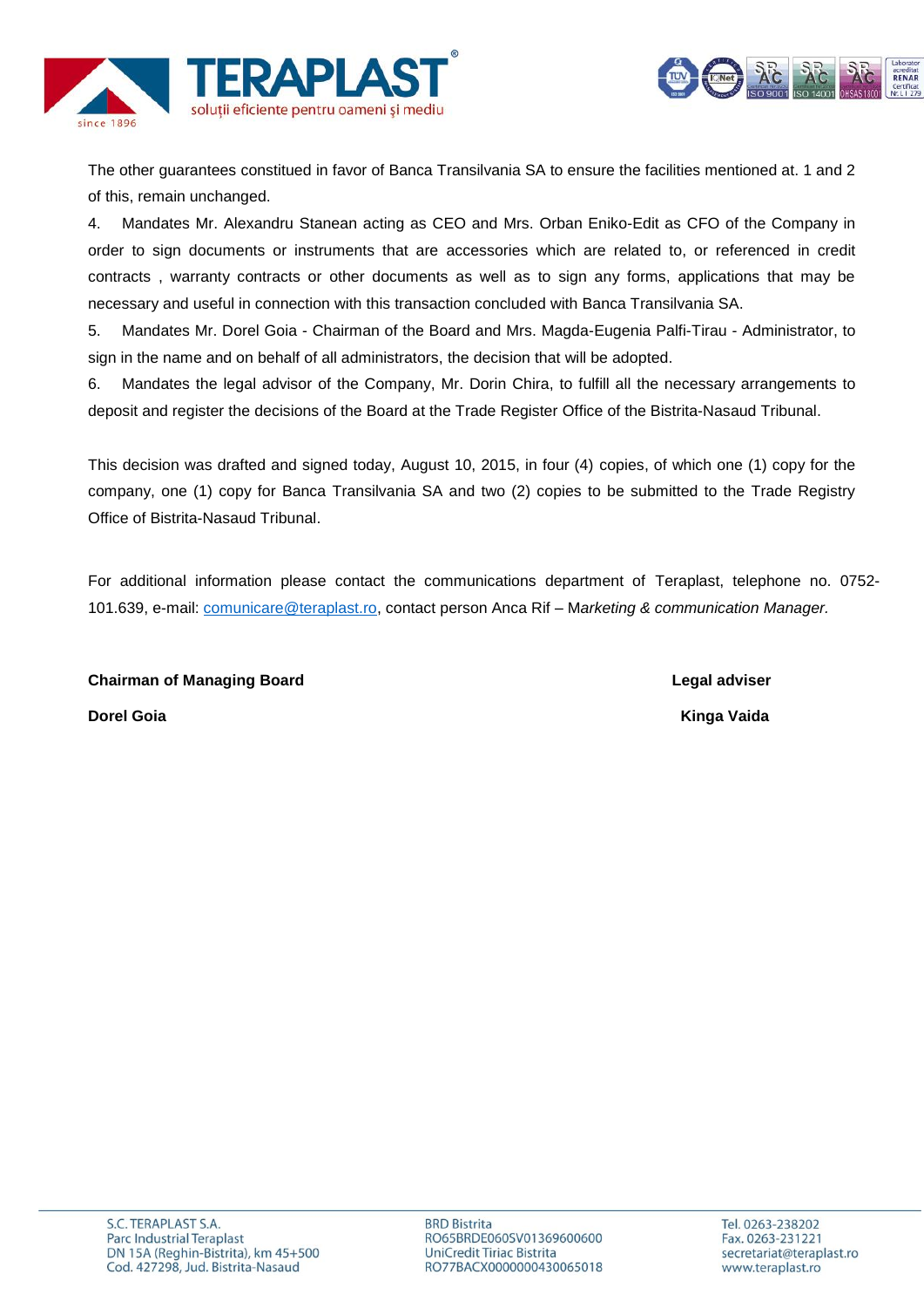The other guarantees constitued in favor of Banca Transilvania SA to ensure the facilities mentioned at. 1 and 2 of this, remain unchanged.

4. Mandates Mr. Alexandru Stanean acting as CEO and Mrs. Orban Eniko-Edit as CFO of the Company in order to sign documents or instruments that are accessories which are related to, or referenced in credit contracts , warranty contracts or other documents as well as to sign any forms, applications that may be necessary and useful in connection with this transaction concluded with Banca Transilvania SA.

5. Mandates Mr. Dorel Goia - Chairman of the Board and Mrs. Magda-Eugenia Palfi-Tirau - Administrator, to sign in the name and on behalf of all administrators, the decision that will be adopted.

6. Mandates the legal advisor of the Company, Mr. Dorin Chira, to fulfill all the necessary arrangements to deposit and register the decisions of the Board at the Trade Register Office of the Bistrita-Nasaud Tribunal.

This decision was drafted and signed today, August 10, 2015, in four (4) copies, of which one (1) copy for the company, one (1) copy for Banca Transilvania SA and two (2) copies to be submitted to the Trade Registry Office of Bistrita-Nasaud Tribunal.

For additional information please contact the communications department of Teraplast, telephone no. 0752-101.639, e-mail: comunicare@teraplast.ro, contact person Anca Rif – M*arketing & communication Manager.*

**Chairman of Managing Board**

**Dorel Goia**

**Legal adviser**

**Kinga Vaida**